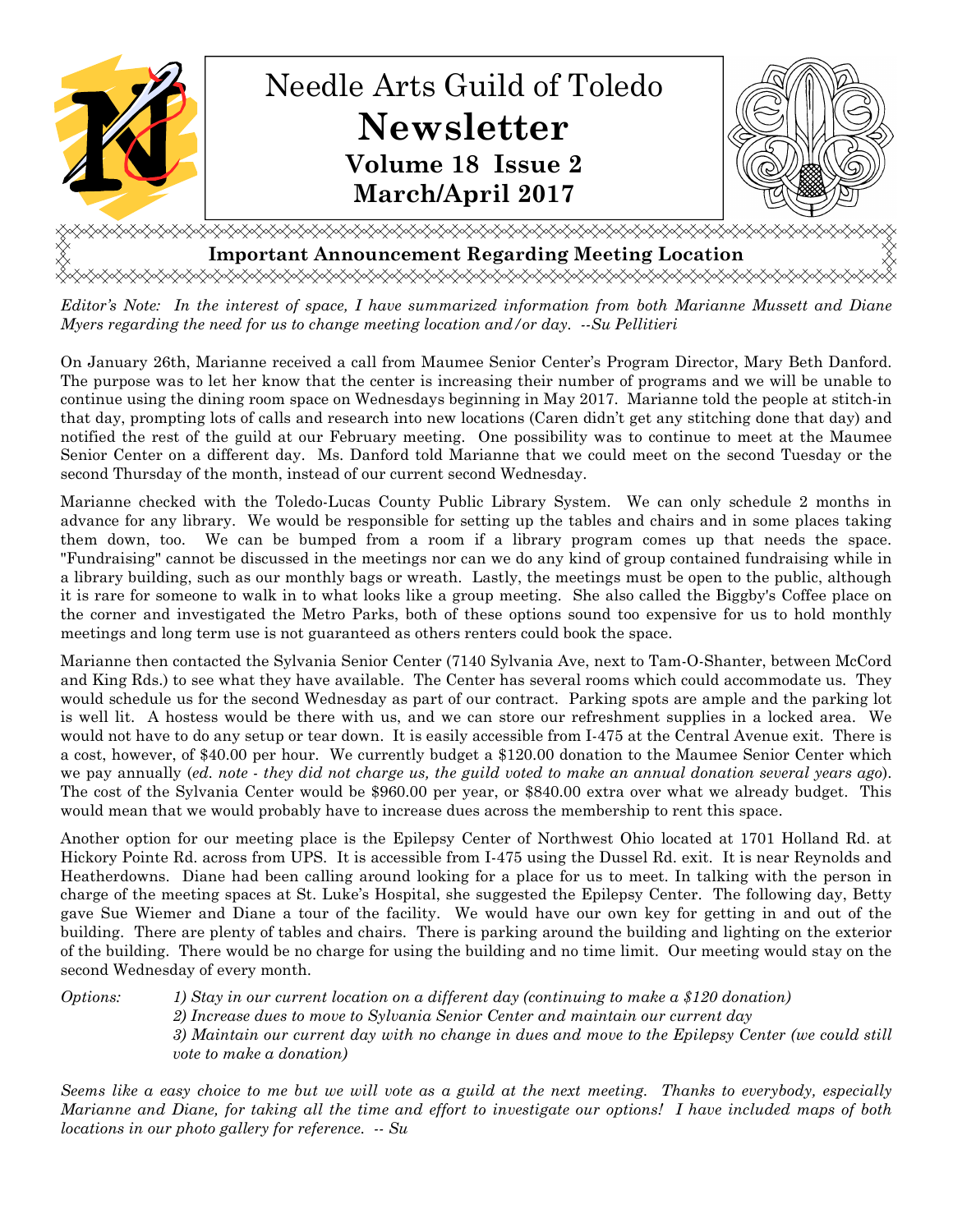# Needle Arts Guild of Toledo

# Newsletter

**Volume 18 Issue 2**

**March/April 2017**

## Important Announcement Regarding Meeting Location

*Editor's Note: In the interest of space, I have summarized information from both Marianne Mussett and Diane Myers regarding the need for us to change meeting location and/or day. --Su Pellitieri*

On January 26th, Marianne received a call from Maumee Senior Center's Program Director, Mary Beth Danford. The purpose was to let her know that the center is increasing their number of programs and we will be unable to continue using the dining room space on Wednesdays beginning in May 2017. Marianne told the people at stitch-in that day, prompting lots of calls and research into new locations (Caren didn't get any stitching done that day) and notified the rest of the guild at our February meeting. One possibility was to continue to meet at the Maumee Senior Center on a different day. Ms. Danford told Marianne that we could meet on the second Tuesday or the second Thursday of the month, instead of our current second Wednesday.

Marianne checked with the Toledo-Lucas County Public Library System. We can only schedule 2 months in advance for any library. We would be responsible for setting up the tables and chairs and in some places taking them down, too. We can be bumped from a room if a library program comes up that needs the space. "Fundraising" cannot be discussed in the meetings nor can we do any kind of group contained fundraising while in a library building, such as our monthly bags or wreath. Lastly, the meetings must be open to the public, although it is rare for someone to walk in to what looks like a group meeting. She also called the Biggby's Coffee place on the corner and investigated the Metro Parks, both of these options sound too expensive for us to hold monthly meetings and long term use is not guaranteed as others renters could book the space.

Marianne then contacted the Sylvania Senior Center (7140 Sylvania Ave, next to Tam-O-Shanter, between McCord and King Rds.) to see what they have available. The Center has several rooms which could accommodate us. They would schedule us for the second Wednesday as part of our contract. Parking spots are ample and the parking lot is well lit. A hostess would be there with us, and we can store our refreshment supplies in a locked area. We would not have to do any setup or tear down. It is easily accessible from I-475 at the Central Avenue exit. There is a cost, however, of $40.00 per hour. We currently budget a $120.00 donation to the Maumee Senior Center which we pay annually (*ed. note - they did not charge us, the guild voted to make an annual donation several years ago*). The cost of the Sylvania Center would be $960.00 per year, or $840.00 extra over what we already budget. This would mean that we would probably have to increase dues across the membership to rent this space.

Another option for our meeting place is the Epilepsy Center of Northwest Ohio located at 1701 Holland Rd. at Hickory Pointe Rd. across from UPS. It is accessible from I-475 using the Dussel Rd. exit. It is near Reynolds and Heatherdowns. Diane had been calling around looking for a place for us to meet. In talking with the person in charge of the meeting spaces at St. Luke's Hospital, she suggested the Epilepsy Center. The following day, Betty gave Sue Wiemer and Diane a tour of the facility. We would have our own key for getting in and out of the building. There are plenty of tables and chairs. There is parking around the building and lighting on the exterior of the building. There would be no charge for using the building and no time limit. Our meeting would stay on the second Wednesday of every month.

*Options:*

*1) Stay in our current location on a different day (continuing to make a $120 donation)*

*2) Increase dues to move to Sylvania Senior Center and maintain our current day*

*3) Maintain our current day with no change in dues and move to the Epilepsy Center (we could still vote to make a donation)*

*Seems like a easy choice to me but we will vote as a guild at the next meeting. Thanks to everybody, especially Marianne and Diane, for taking all the time and effort to investigate our options! I have included maps of both locations in our photo gallery for reference. -- Su*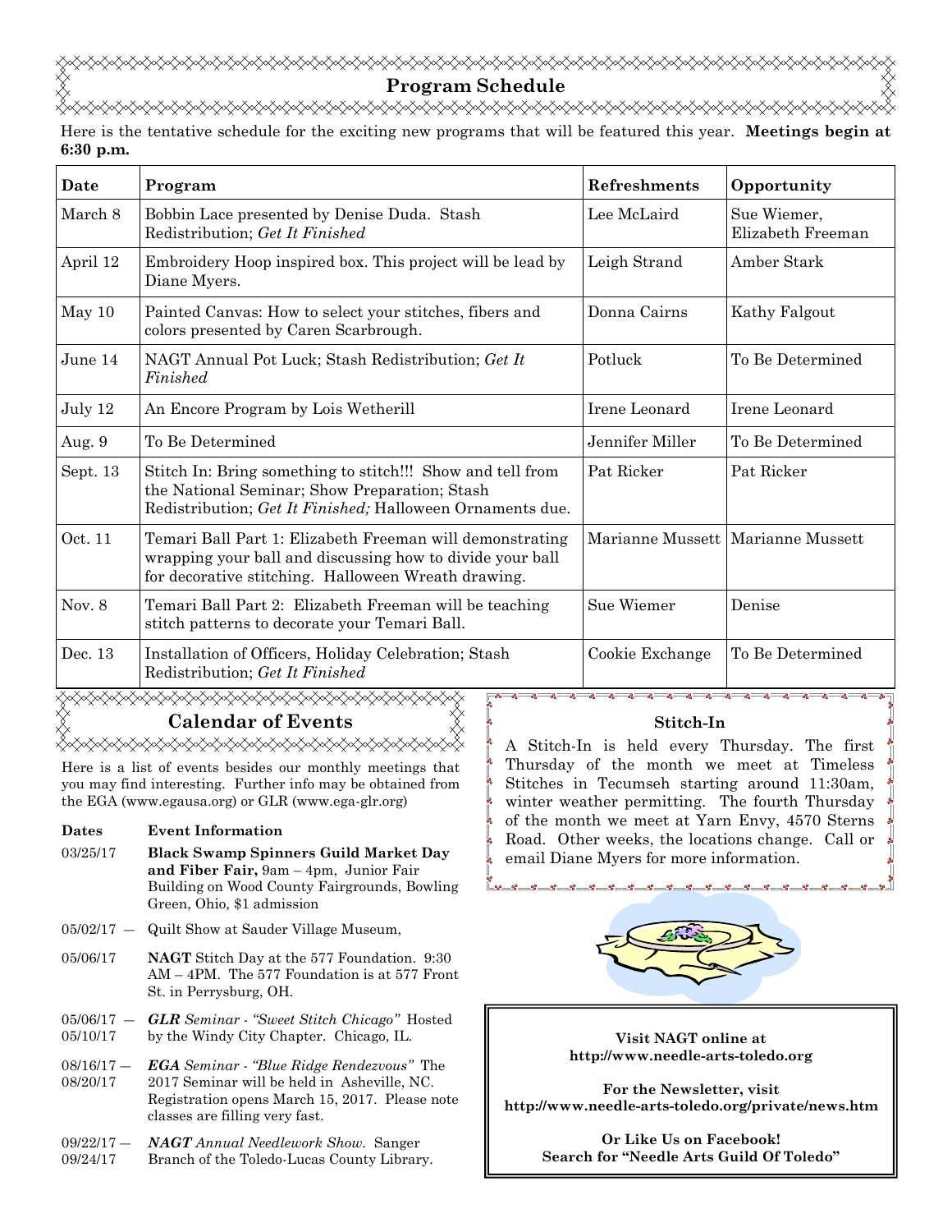## Program Schedule

Here is the tentative schedule for the exciting new programs that will be featured this year. **Meetings begin at 6:30 p.m.**

| Date | Program | Refreshments | Opportunity |
|---|---|---|---|
| March 8 | Bobbin Lace presented by Denise Duda. Stash Redistribution; *Get It Finished* | Lee McLaird | Sue Wiemer, Elizabeth Freeman |
| April 12 | Embroidery Hoop inspired box. This project will be lead by Diane Myers. | Leigh Strand | Amber Stark |
| May 10 | Painted Canvas: How to select your stitches, fibers and colors presented by Caren Scarbrough. | Donna Cairns | Kathy Falgout |
| June 14 | NAGT Annual Pot Luck; Stash Redistribution; *Get It Finished* | Potluck | To Be Determined |
| July 12 | An Encore Program by Lois Wetherill | Irene Leonard | Irene Leonard |
| Aug. 9 | To Be Determined | Jennifer Miller | To Be Determined |
| Sept. 13 | Stitch In: Bring something to stitch!!! Show and tell from the National Seminar; Show Preparation; Stash Redistribution; *Get It Finished;* Halloween Ornaments due. | Pat Ricker | Pat Ricker |
| Oct. 11 | Temari Ball Part 1: Elizabeth Freeman will demonstrating wrapping your ball and discussing how to divide your ball for decorative stitching. Halloween Wreath drawing. | Marianne Mussett | Marianne Mussett |
| Nov. 8 | Temari Ball Part 2: Elizabeth Freeman will be teaching stitch patterns to decorate your Temari Ball. | Sue Wiemer | Denise |
| Dec. 13 | Installation of Officers, Holiday Celebration; Stash Redistribution; *Get It Finished* | Cookie Exchange | To Be Determined |

## Calendar of Events

Here is a list of events besides our monthly meetings that you may find interesting. Further info may be obtained from the EGA (www.egausa.org) or GLR (www.ega-glr.org)

| Dates | Event Information |
|---|---|
| 03/25/17 | **Black Swamp Spinners Guild Market Day and Fiber Fair,** 9am – 4pm, Junior Fair Building on Wood County Fairgrounds, Bowling Green, Ohio, $1 admission |
| 05/02/17 — | Quilt Show at Sauder Village Museum, |
| 05/06/17 | **NAGT** Stitch Day at the 577 Foundation. 9:30 AM – 4PM. The 577 Foundation is at 577 Front St. in Perrysburg, OH. |
| 05/06/17 — 05/10/17 | ***GLR*** *Seminar - "Sweet Stitch Chicago"* Hosted by the Windy City Chapter. Chicago, IL. |
| 08/16/17 — 08/20/17 | ***EGA*** *Seminar - "Blue Ridge Rendezvous"* The 2017 Seminar will be held in Asheville, NC. Registration opens March 15, 2017. Please note classes are filling very fast. |
| 09/22/17 — 09/24/17 | ***NAGT*** *Annual Needlework Show.* Sanger Branch of the Toledo-Lucas County Library. |

### Stitch-In

A Stitch-In is held every Thursday. The first Thursday of the month we meet at Timeless Stitches in Tecumseh starting around 11:30am, winter weather permitting. The fourth Thursday of the month we meet at Yarn Envy, 4570 Sterns Road. Other weeks, the locations change. Call or email Diane Myers for more information.

**Visit NAGT online at http://www.needle-arts-toledo.org**

**For the Newsletter, visit http://www.needle-arts-toledo.org/private/news.htm**

**Or Like Us on Facebook! Search for "Needle Arts Guild Of Toledo"**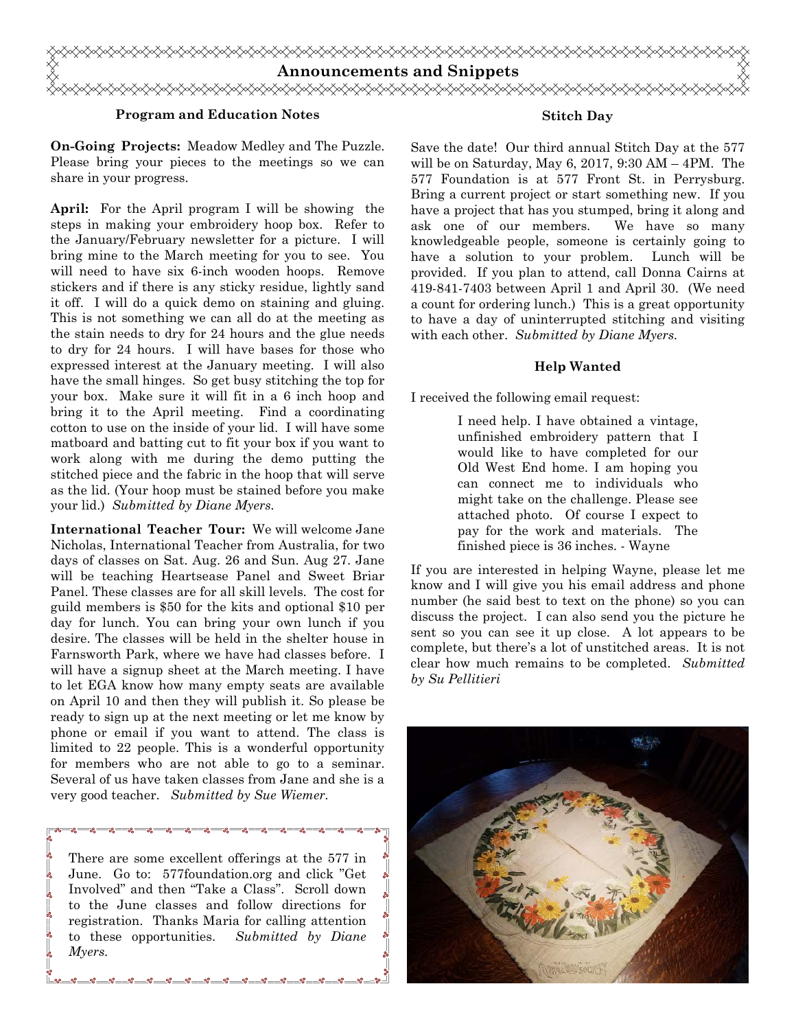# Announcements and Snippets

### Program and Education Notes

**On-Going Projects:** Meadow Medley and The Puzzle. Please bring your pieces to the meetings so we can share in your progress.

**April:** For the April program I will be showing the steps in making your embroidery hoop box. Refer to the January/February newsletter for a picture. I will bring mine to the March meeting for you to see. You will need to have six 6-inch wooden hoops. Remove stickers and if there is any sticky residue, lightly sand it off. I will do a quick demo on staining and gluing. This is not something we can all do at the meeting as the stain needs to dry for 24 hours and the glue needs to dry for 24 hours. I will have bases for those who expressed interest at the January meeting. I will also have the small hinges. So get busy stitching the top for your box. Make sure it will fit in a 6 inch hoop and bring it to the April meeting. Find a coordinating cotton to use on the inside of your lid. I will have some matboard and batting cut to fit your box if you want to work along with me during the demo putting the stitched piece and the fabric in the hoop that will serve as the lid. (Your hoop must be stained before you make your lid.) *Submitted by Diane Myers.*

**International Teacher Tour:** We will welcome Jane Nicholas, International Teacher from Australia, for two days of classes on Sat. Aug. 26 and Sun. Aug 27. Jane will be teaching Heartsease Panel and Sweet Briar Panel. These classes are for all skill levels. The cost for guild members is $50 for the kits and optional $10 per day for lunch. You can bring your own lunch if you desire. The classes will be held in the shelter house in Farnsworth Park, where we have had classes before. I will have a signup sheet at the March meeting. I have to let EGA know how many empty seats are available on April 10 and then they will publish it. So please be ready to sign up at the next meeting or let me know by phone or email if you want to attend. The class is limited to 22 people. This is a wonderful opportunity for members who are not able to go to a seminar. Several of us have taken classes from Jane and she is a very good teacher. *Submitted by Sue Wiemer.*

There are some excellent offerings at the 577 in June. Go to: 577foundation.org and click "Get Involved" and then "Take a Class". Scroll down to the June classes and follow directions for registration. Thanks Maria for calling attention to these opportunities. *Submitted by Diane Myers.*

### Stitch Day

Save the date! Our third annual Stitch Day at the 577 will be on Saturday, May 6, 2017, 9:30 AM – 4PM. The 577 Foundation is at 577 Front St. in Perrysburg. Bring a current project or start something new. If you have a project that has you stumped, bring it along and ask one of our members. We have so many knowledgeable people, someone is certainly going to have a solution to your problem. Lunch will be provided. If you plan to attend, call Donna Cairns at 419-841-7403 between April 1 and April 30. (We need a count for ordering lunch.) This is a great opportunity to have a day of uninterrupted stitching and visiting with each other. *Submitted by Diane Myers.*

### Help Wanted

I received the following email request:

> I need help. I have obtained a vintage, unfinished embroidery pattern that I would like to have completed for our Old West End home. I am hoping you can connect me to individuals who might take on the challenge. Please see attached photo. Of course I expect to pay for the work and materials. The finished piece is 36 inches. - Wayne

If you are interested in helping Wayne, please let me know and I will give you his email address and phone number (he said best to text on the phone) so you can discuss the project. I can also send you the picture he sent so you can see it up close. A lot appears to be complete, but there's a lot of unstitched areas. It is not clear how much remains to be completed. *Submitted by Su Pellitieri*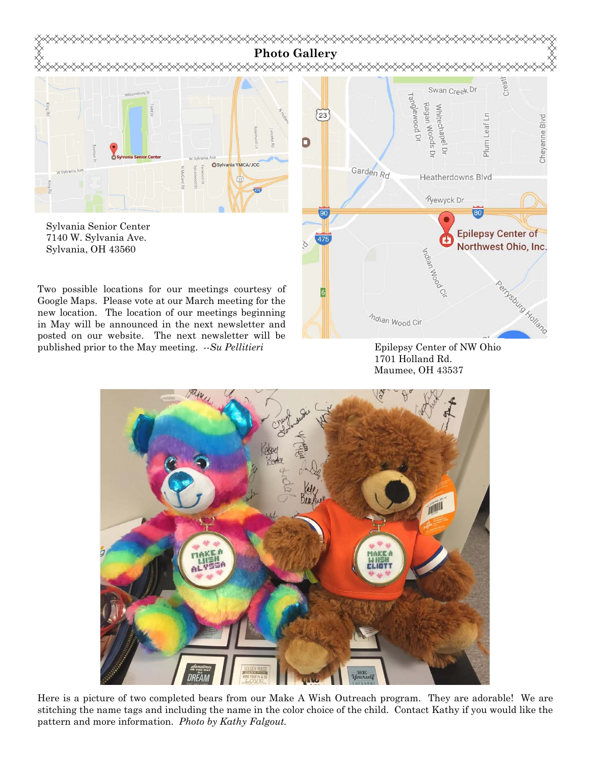## Photo Gallery

Sylvania Senior Center
7140 W. Sylvania Ave.
Sylvania, OH 43560

Two possible locations for our meetings courtesy of Google Maps. Please vote at our March meeting for the new location. The location of our meetings beginning in May will be announced in the next newsletter and posted on our website. The next newsletter will be published prior to the May meeting. --*Su Pellitieri*

Epilepsy Center of NW Ohio
1701 Holland Rd.
Maumee, OH 43537

Here is a picture of two completed bears from our Make A Wish Outreach program. They are adorable! We are stitching the name tags and including the name in the color choice of the child. Contact Kathy if you would like the pattern and more information. *Photo by Kathy Falgout.*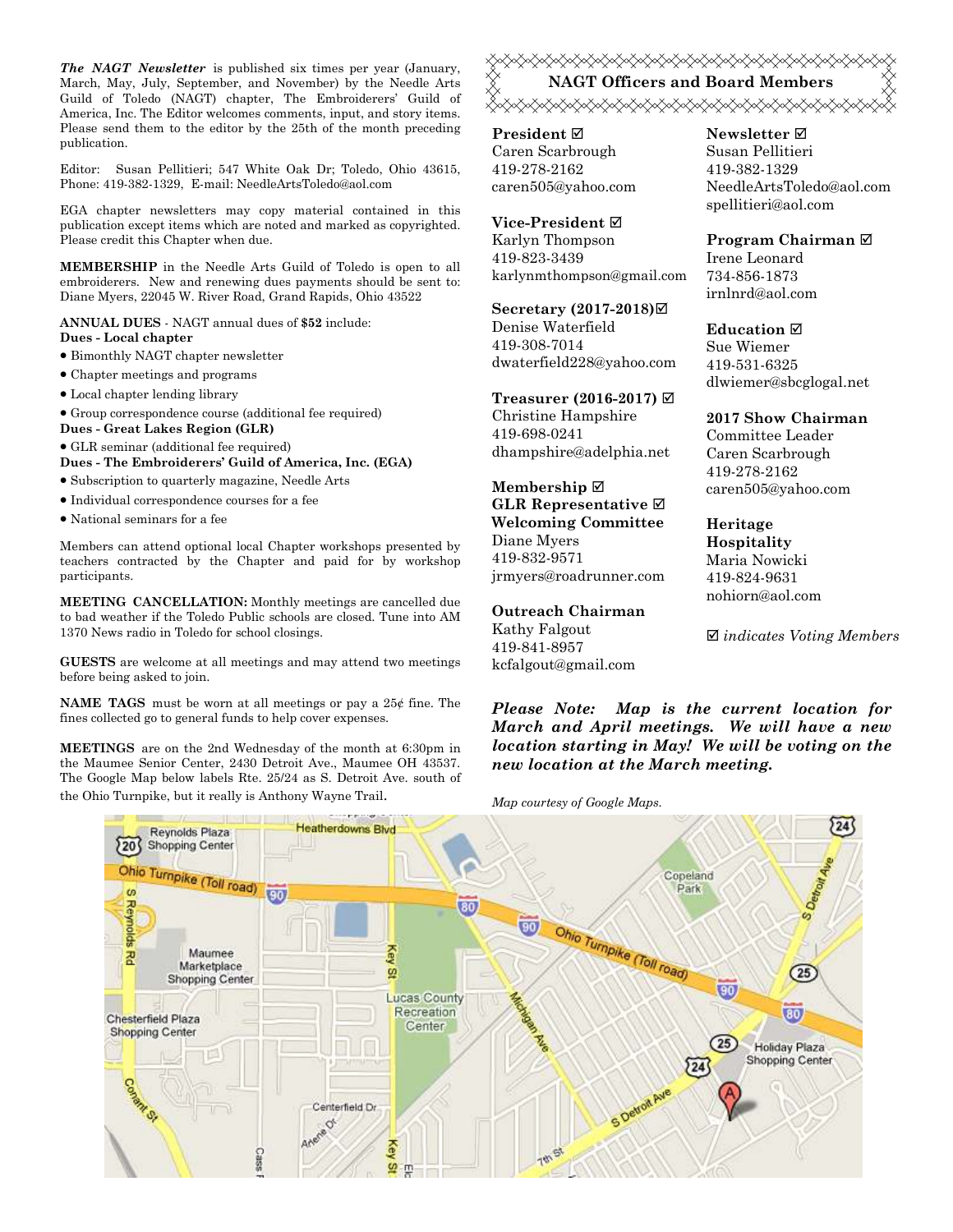***The NAGT Newsletter*** is published six times per year (January, March, May, July, September, and November) by the Needle Arts Guild of Toledo (NAGT) chapter, The Embroiderers' Guild of America, Inc. The Editor welcomes comments, input, and story items. Please send them to the editor by the 25th of the month preceding publication.

Editor: Susan Pellitieri; 547 White Oak Dr; Toledo, Ohio 43615, Phone: 419-382-1329, E-mail: NeedleArtsToledo@aol.com

EGA chapter newsletters may copy material contained in this publication except items which are noted and marked as copyrighted. Please credit this Chapter when due.

**MEMBERSHIP** in the Needle Arts Guild of Toledo is open to all embroiderers. New and renewing dues payments should be sent to: Diane Myers, 22045 W. River Road, Grand Rapids, Ohio 43522

**ANNUAL DUES** - NAGT annual dues of **$52** include:

**Dues - Local chapter**

- Bimonthly NAGT chapter newsletter
- Chapter meetings and programs
- Local chapter lending library
- Group correspondence course (additional fee required)

**Dues - Great Lakes Region (GLR)**

- GLR seminar (additional fee required)

**Dues - The Embroiderers' Guild of America, Inc. (EGA)**

- Subscription to quarterly magazine, Needle Arts
- Individual correspondence courses for a fee
- National seminars for a fee

Members can attend optional local Chapter workshops presented by teachers contracted by the Chapter and paid for by workshop participants.

**MEETING CANCELLATION:** Monthly meetings are cancelled due to bad weather if the Toledo Public schools are closed. Tune into AM 1370 News radio in Toledo for school closings.

**GUESTS** are welcome at all meetings and may attend two meetings before being asked to join.

**NAME TAGS** must be worn at all meetings or pay a 25¢ fine. The fines collected go to general funds to help cover expenses.

**MEETINGS** are on the 2nd Wednesday of the month at 6:30pm in the Maumee Senior Center, 2430 Detroit Ave., Maumee OH 43537. The Google Map below labels Rte. 25/24 as S. Detroit Ave. south of the Ohio Turnpike, but it really is Anthony Wayne Trail.

## NAGT Officers and Board Members

**President ☑**
Caren Scarbrough
419-278-2162
caren505@yahoo.com

**Vice-President ☑**
Karlyn Thompson
419-823-3439
karlynmthompson@gmail.com

**Secretary (2017-2018)☑**
Denise Waterfield
419-308-7014
dwaterfield228@yahoo.com

**Treasurer (2016-2017) ☑**
Christine Hampshire
419-698-0241
dhampshire@adelphia.net

**Membership ☑**
**GLR Representative ☑**
**Welcoming Committee**
Diane Myers
419-832-9571
jrmyers@roadrunner.com

**Outreach Chairman**
Kathy Falgout
419-841-8957
kcfalgout@gmail.com

**Newsletter ☑**
Susan Pellitieri
419-382-1329
NeedleArtsToledo@aol.com
spellitieri@aol.com

**Program Chairman ☑**
Irene Leonard
734-856-1873
irnlnrd@aol.com

**Education ☑**
Sue Wiemer
419-531-6325
dlwiemer@sbcglogal.net

**2017 Show Chairman**
Committee Leader
Caren Scarbrough
419-278-2162
caren505@yahoo.com

**Heritage**
**Hospitality**
Maria Nowicki
419-824-9631
nohiorn@aol.com

☑ *indicates Voting Members*

***Please Note: Map is the current location for March and April meetings. We will have a new location starting in May! We will be voting on the new location at the March meeting.***

*Map courtesy of Google Maps.*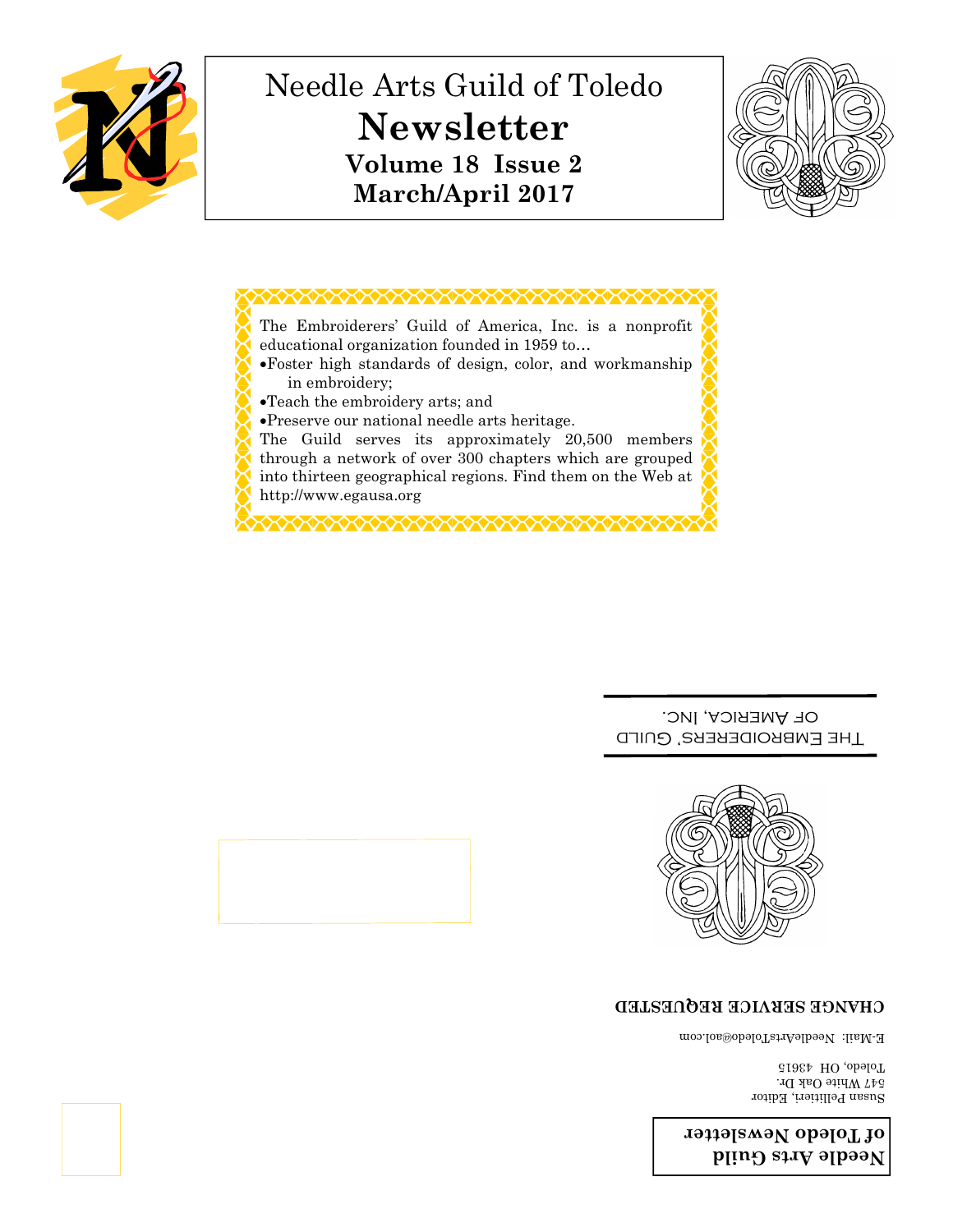# Needle Arts Guild of Toledo

# Newsletter

## Volume 18 Issue 2

## March/April 2017

The Embroiderers' Guild of America, Inc. is a nonprofit educational organization founded in 1959 to…

- Foster high standards of design, color, and workmanship in embroidery;
- Teach the embroidery arts; and
- Preserve our national needle arts heritage.

The Guild serves its approximately 20,500 members through a network of over 300 chapters which are grouped into thirteen geographical regions. Find them on the Web at http://www.egausa.org

THE EMBROIDERERS' GUILD
OF AMERICA, INC.

**CHANGE SERVICE REQUESTED**

E-Mail: NeedleArtsToledo@aol.com

Toledo, OH 43615
547 White Oak Dr.
Susan Pellitieri, Editor

**Needle Arts Guild of Toledo Newsletter**